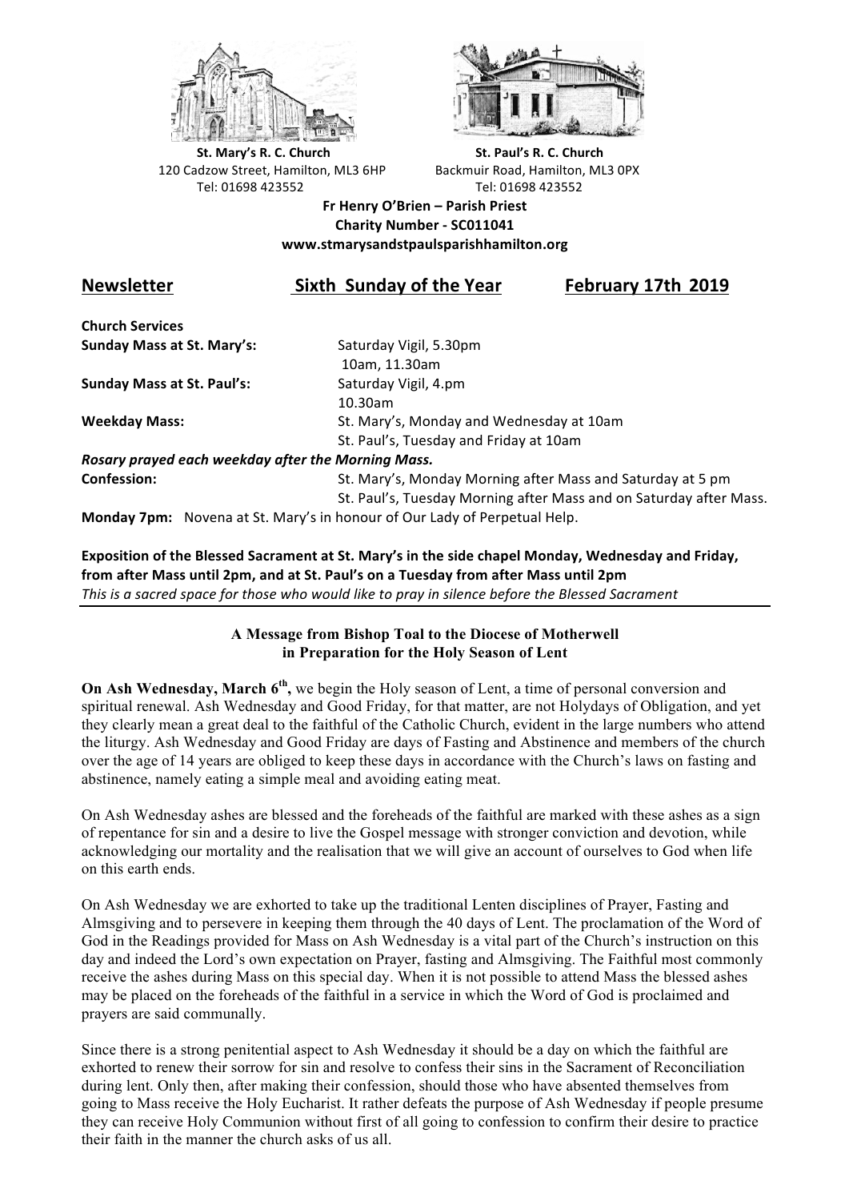**St. Mary's R. C. Church**
120 Cadzow Street, Hamilton, ML3 6HP
Tel: 01698 423552

**St. Paul's R. C. Church**
Backmuir Road, Hamilton, ML3 0PX
Tel: 01698 423552

**Fr Henry O'Brien – Parish Priest**
**Charity Number - SC011041**
**www.stmarysandstpaulsparishhamilton.org**

## Newsletter — Sixth Sunday of the Year — February 17th 2019

**Church Services**

**Sunday Mass at St. Mary's:** Saturday Vigil, 5.30pm
10am, 11.30am

**Sunday Mass at St. Paul's:** Saturday Vigil, 4.pm
10.30am

**Weekday Mass:** St. Mary's, Monday and Wednesday at 10am
St. Paul's, Tuesday and Friday at 10am

***Rosary prayed each weekday after the Morning Mass.***

**Confession:** St. Mary's, Monday Morning after Mass and Saturday at 5 pm
St. Paul's, Tuesday Morning after Mass and on Saturday after Mass.

**Monday 7pm:** Novena at St. Mary's in honour of Our Lady of Perpetual Help.

**Exposition of the Blessed Sacrament at St. Mary's in the side chapel Monday, Wednesday and Friday, from after Mass until 2pm, and at St. Paul's on a Tuesday from after Mass until 2pm**
*This is a sacred space for those who would like to pray in silence before the Blessed Sacrament*

---

### A Message from Bishop Toal to the Diocese of Motherwell in Preparation for the Holy Season of Lent

**On Ash Wednesday, March 6th,** we begin the Holy season of Lent, a time of personal conversion and spiritual renewal. Ash Wednesday and Good Friday, for that matter, are not Holydays of Obligation, and yet they clearly mean a great deal to the faithful of the Catholic Church, evident in the large numbers who attend the liturgy. Ash Wednesday and Good Friday are days of Fasting and Abstinence and members of the church over the age of 14 years are obliged to keep these days in accordance with the Church's laws on fasting and abstinence, namely eating a simple meal and avoiding eating meat.

On Ash Wednesday ashes are blessed and the foreheads of the faithful are marked with these ashes as a sign of repentance for sin and a desire to live the Gospel message with stronger conviction and devotion, while acknowledging our mortality and the realisation that we will give an account of ourselves to God when life on this earth ends.

On Ash Wednesday we are exhorted to take up the traditional Lenten disciplines of Prayer, Fasting and Almsgiving and to persevere in keeping them through the 40 days of Lent. The proclamation of the Word of God in the Readings provided for Mass on Ash Wednesday is a vital part of the Church's instruction on this day and indeed the Lord's own expectation on Prayer, fasting and Almsgiving. The Faithful most commonly receive the ashes during Mass on this special day. When it is not possible to attend Mass the blessed ashes may be placed on the foreheads of the faithful in a service in which the Word of God is proclaimed and prayers are said communally.

Since there is a strong penitential aspect to Ash Wednesday it should be a day on which the faithful are exhorted to renew their sorrow for sin and resolve to confess their sins in the Sacrament of Reconciliation during lent. Only then, after making their confession, should those who have absented themselves from going to Mass receive the Holy Eucharist. It rather defeats the purpose of Ash Wednesday if people presume they can receive Holy Communion without first of all going to confession to confirm their desire to practice their faith in the manner the church asks of us all.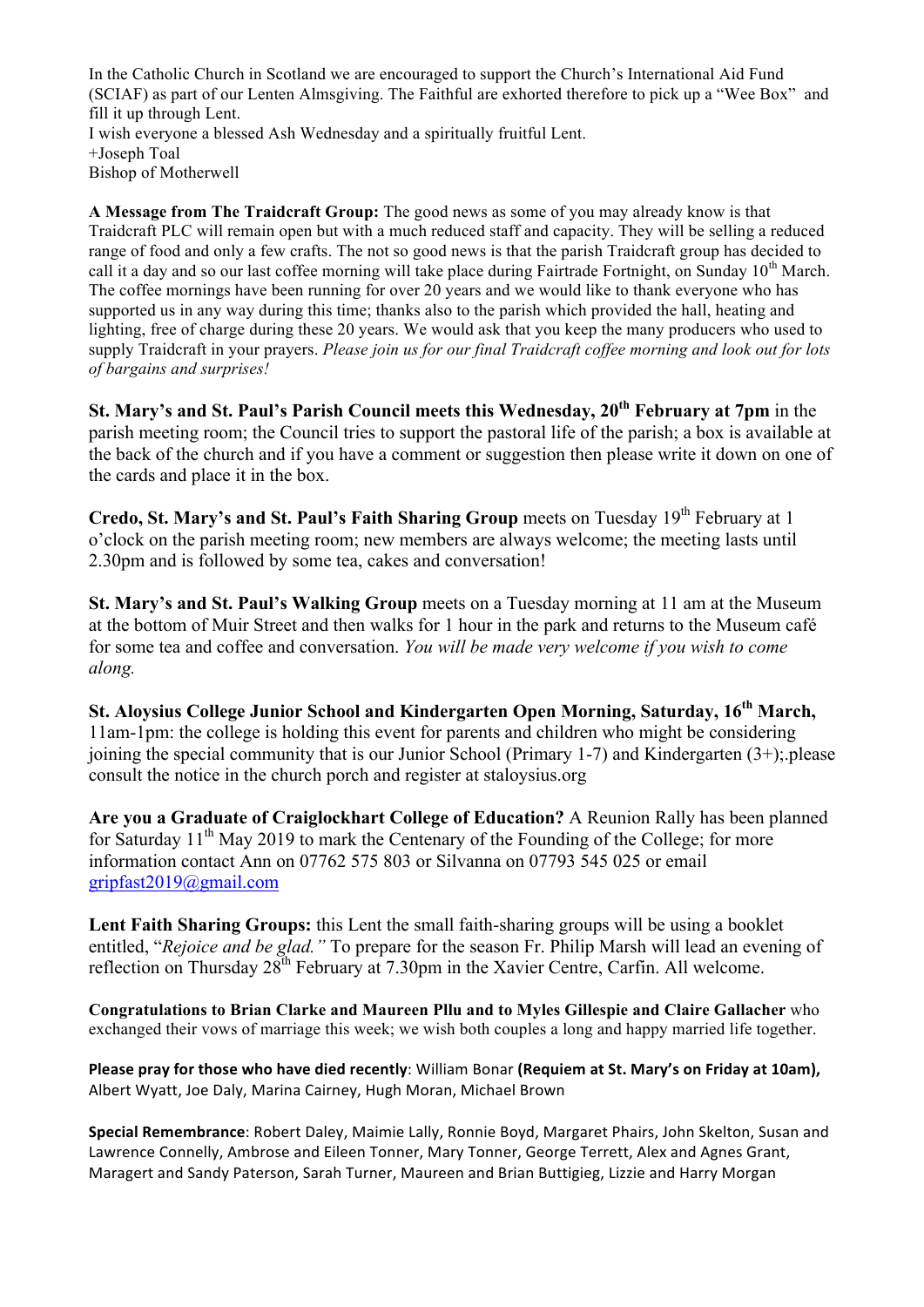In the Catholic Church in Scotland we are encouraged to support the Church's International Aid Fund (SCIAF) as part of our Lenten Almsgiving. The Faithful are exhorted therefore to pick up a "Wee Box" and fill it up through Lent.
I wish everyone a blessed Ash Wednesday and a spiritually fruitful Lent.
+Joseph Toal
Bishop of Motherwell

**A Message from The Traidcraft Group:** The good news as some of you may already know is that Traidcraft PLC will remain open but with a much reduced staff and capacity. They will be selling a reduced range of food and only a few crafts. The not so good news is that the parish Traidcraft group has decided to call it a day and so our last coffee morning will take place during Fairtrade Fortnight, on Sunday 10th March. The coffee mornings have been running for over 20 years and we would like to thank everyone who has supported us in any way during this time; thanks also to the parish which provided the hall, heating and lighting, free of charge during these 20 years. We would ask that you keep the many producers who used to supply Traidcraft in your prayers. *Please join us for our final Traidcraft coffee morning and look out for lots of bargains and surprises!*

**St. Mary's and St. Paul's Parish Council meets this Wednesday, 20th February at 7pm** in the parish meeting room; the Council tries to support the pastoral life of the parish; a box is available at the back of the church and if you have a comment or suggestion then please write it down on one of the cards and place it in the box.

**Credo, St. Mary's and St. Paul's Faith Sharing Group** meets on Tuesday 19th February at 1 o'clock on the parish meeting room; new members are always welcome; the meeting lasts until 2.30pm and is followed by some tea, cakes and conversation!

**St. Mary's and St. Paul's Walking Group** meets on a Tuesday morning at 11 am at the Museum at the bottom of Muir Street and then walks for 1 hour in the park and returns to the Museum café for some tea and coffee and conversation. *You will be made very welcome if you wish to come along.*

**St. Aloysius College Junior School and Kindergarten Open Morning, Saturday, 16th March,** 11am-1pm: the college is holding this event for parents and children who might be considering joining the special community that is our Junior School (Primary 1-7) and Kindergarten (3+);.please consult the notice in the church porch and register at staloysius.org

**Are you a Graduate of Craiglockhart College of Education?** A Reunion Rally has been planned for Saturday 11th May 2019 to mark the Centenary of the Founding of the College; for more information contact Ann on 07762 575 803 or Silvanna on 07793 545 025 or email gripfast2019@gmail.com

**Lent Faith Sharing Groups:** this Lent the small faith-sharing groups will be using a booklet entitled, "*Rejoice and be glad.*" To prepare for the season Fr. Philip Marsh will lead an evening of reflection on Thursday 28th February at 7.30pm in the Xavier Centre, Carfin. All welcome.

**Congratulations to Brian Clarke and Maureen Pllu and to Myles Gillespie and Claire Gallacher** who exchanged their vows of marriage this week; we wish both couples a long and happy married life together.

**Please pray for those who have died recently**: William Bonar **(Requiem at St. Mary's on Friday at 10am),** Albert Wyatt, Joe Daly, Marina Cairney, Hugh Moran, Michael Brown

**Special Remembrance**: Robert Daley, Maimie Lally, Ronnie Boyd, Margaret Phairs, John Skelton, Susan and Lawrence Connelly, Ambrose and Eileen Tonner, Mary Tonner, George Terrett, Alex and Agnes Grant, Maragert and Sandy Paterson, Sarah Turner, Maureen and Brian Buttigieg, Lizzie and Harry Morgan